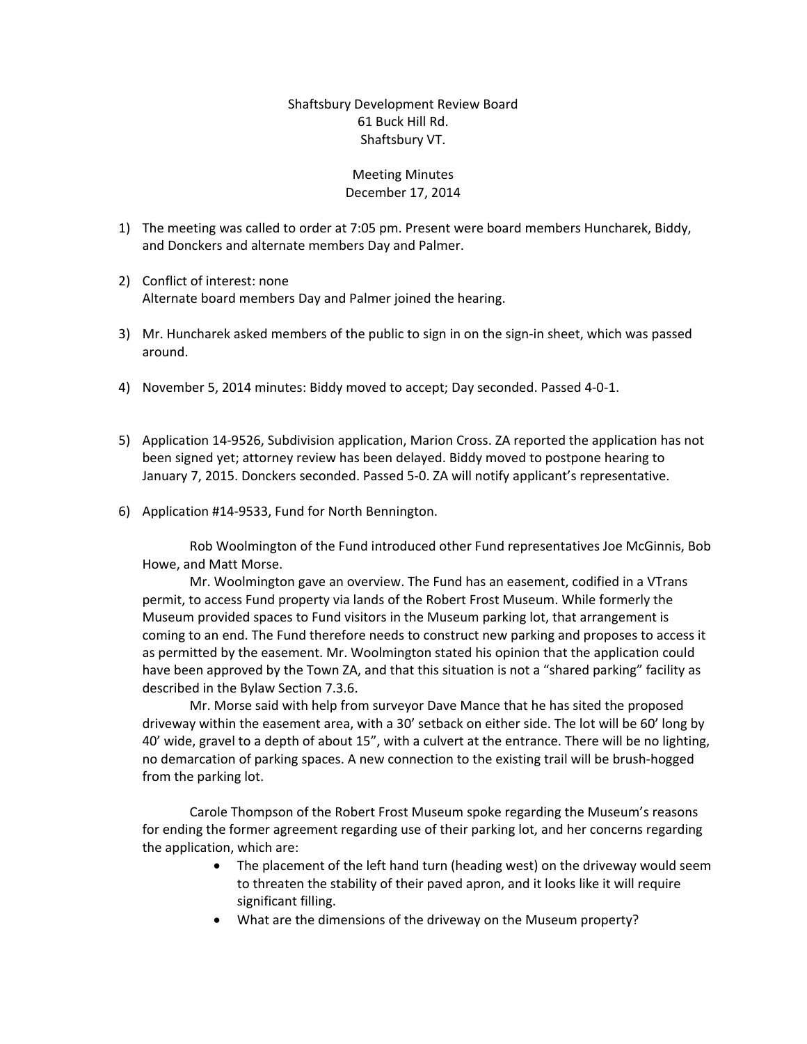Shaftsbury Development Review Board
61 Buck Hill Rd.
Shaftsbury VT.

Meeting Minutes
December 17, 2014

1) The meeting was called to order at 7:05 pm. Present were board members Huncharek, Biddy, and Donckers and alternate members Day and Palmer.

2) Conflict of interest: none
   Alternate board members Day and Palmer joined the hearing.

3) Mr. Huncharek asked members of the public to sign in on the sign-in sheet, which was passed around.

4) November 5, 2014 minutes: Biddy moved to accept; Day seconded. Passed 4-0-1.

5) Application 14-9526, Subdivision application, Marion Cross. ZA reported the application has not been signed yet; attorney review has been delayed. Biddy moved to postpone hearing to January 7, 2015. Donckers seconded. Passed 5-0. ZA will notify applicant's representative.

6) Application #14-9533, Fund for North Bennington.

   Rob Woolmington of the Fund introduced other Fund representatives Joe McGinnis, Bob Howe, and Matt Morse.

   Mr. Woolmington gave an overview. The Fund has an easement, codified in a VTrans permit, to access Fund property via lands of the Robert Frost Museum. While formerly the Museum provided spaces to Fund visitors in the Museum parking lot, that arrangement is coming to an end. The Fund therefore needs to construct new parking and proposes to access it as permitted by the easement. Mr. Woolmington stated his opinion that the application could have been approved by the Town ZA, and that this situation is not a "shared parking" facility as described in the Bylaw Section 7.3.6.

   Mr. Morse said with help from surveyor Dave Mance that he has sited the proposed driveway within the easement area, with a 30' setback on either side. The lot will be 60' long by 40' wide, gravel to a depth of about 15", with a culvert at the entrance. There will be no lighting, no demarcation of parking spaces. A new connection to the existing trail will be brush-hogged from the parking lot.

   Carole Thompson of the Robert Frost Museum spoke regarding the Museum's reasons for ending the former agreement regarding use of their parking lot, and her concerns regarding the application, which are:

   - The placement of the left hand turn (heading west) on the driveway would seem to threaten the stability of their paved apron, and it looks like it will require significant filling.
   - What are the dimensions of the driveway on the Museum property?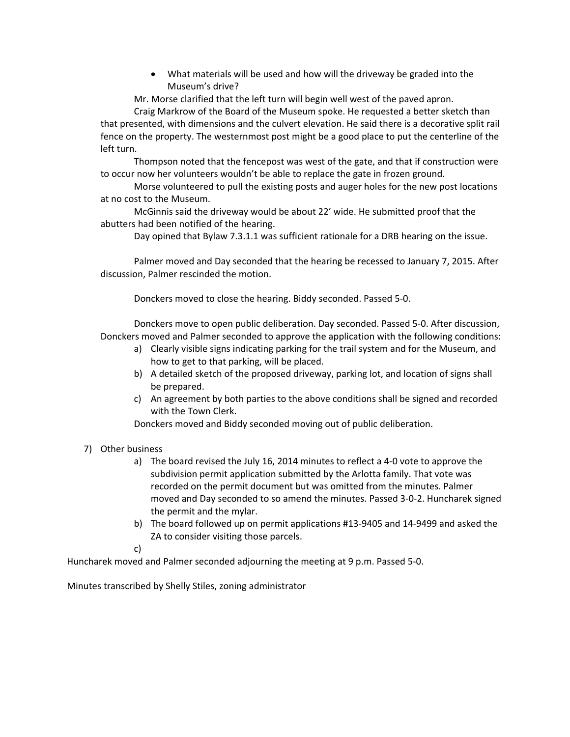- What materials will be used and how will the driveway be graded into the Museum's drive?

Mr. Morse clarified that the left turn will begin well west of the paved apron.

Craig Markrow of the Board of the Museum spoke. He requested a better sketch than that presented, with dimensions and the culvert elevation. He said there is a decorative split rail fence on the property. The westernmost post might be a good place to put the centerline of the left turn.

Thompson noted that the fencepost was west of the gate, and that if construction were to occur now her volunteers wouldn't be able to replace the gate in frozen ground.

Morse volunteered to pull the existing posts and auger holes for the new post locations at no cost to the Museum.

McGinnis said the driveway would be about 22' wide. He submitted proof that the abutters had been notified of the hearing.

Day opined that Bylaw 7.3.1.1 was sufficient rationale for a DRB hearing on the issue.

Palmer moved and Day seconded that the hearing be recessed to January 7, 2015. After discussion, Palmer rescinded the motion.

Donckers moved to close the hearing. Biddy seconded. Passed 5-0.

Donckers move to open public deliberation. Day seconded. Passed 5-0. After discussion, Donckers moved and Palmer seconded to approve the application with the following conditions:

a) Clearly visible signs indicating parking for the trail system and for the Museum, and how to get to that parking, will be placed.
b) A detailed sketch of the proposed driveway, parking lot, and location of signs shall be prepared.
c) An agreement by both parties to the above conditions shall be signed and recorded with the Town Clerk.

Donckers moved and Biddy seconded moving out of public deliberation.

7) Other business
   a) The board revised the July 16, 2014 minutes to reflect a 4-0 vote to approve the subdivision permit application submitted by the Arlotta family. That vote was recorded on the permit document but was omitted from the minutes. Palmer moved and Day seconded to so amend the minutes. Passed 3-0-2. Huncharek signed the permit and the mylar.
   b) The board followed up on permit applications #13-9405 and 14-9499 and asked the ZA to consider visiting those parcels.
   c)

Huncharek moved and Palmer seconded adjourning the meeting at 9 p.m. Passed 5-0.

Minutes transcribed by Shelly Stiles, zoning administrator